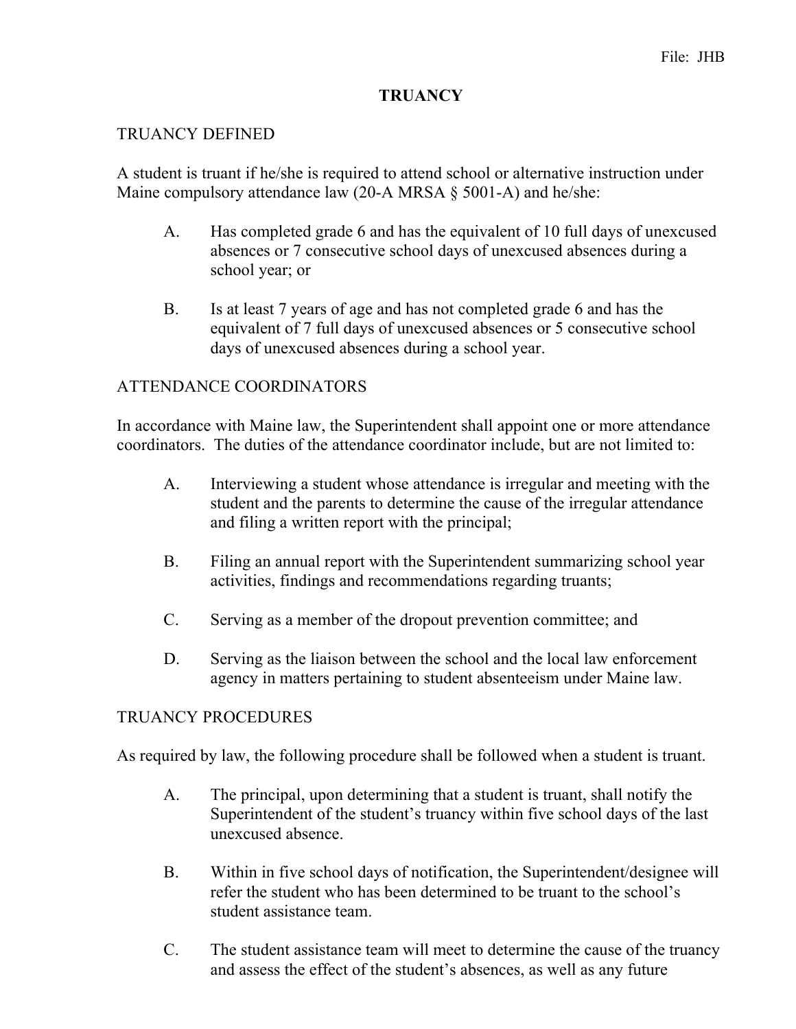File: JHB

# TRUANCY

## TRUANCY DEFINED

A student is truant if he/she is required to attend school or alternative instruction under Maine compulsory attendance law (20-A MRSA § 5001-A) and he/she:

A. Has completed grade 6 and has the equivalent of 10 full days of unexcused absences or 7 consecutive school days of unexcused absences during a school year; or

B. Is at least 7 years of age and has not completed grade 6 and has the equivalent of 7 full days of unexcused absences or 5 consecutive school days of unexcused absences during a school year.

## ATTENDANCE COORDINATORS

In accordance with Maine law, the Superintendent shall appoint one or more attendance coordinators. The duties of the attendance coordinator include, but are not limited to:

A. Interviewing a student whose attendance is irregular and meeting with the student and the parents to determine the cause of the irregular attendance and filing a written report with the principal;

B. Filing an annual report with the Superintendent summarizing school year activities, findings and recommendations regarding truants;

C. Serving as a member of the dropout prevention committee; and

D. Serving as the liaison between the school and the local law enforcement agency in matters pertaining to student absenteeism under Maine law.

## TRUANCY PROCEDURES

As required by law, the following procedure shall be followed when a student is truant.

A. The principal, upon determining that a student is truant, shall notify the Superintendent of the student's truancy within five school days of the last unexcused absence.

B. Within in five school days of notification, the Superintendent/designee will refer the student who has been determined to be truant to the school's student assistance team.

C. The student assistance team will meet to determine the cause of the truancy and assess the effect of the student's absences, as well as any future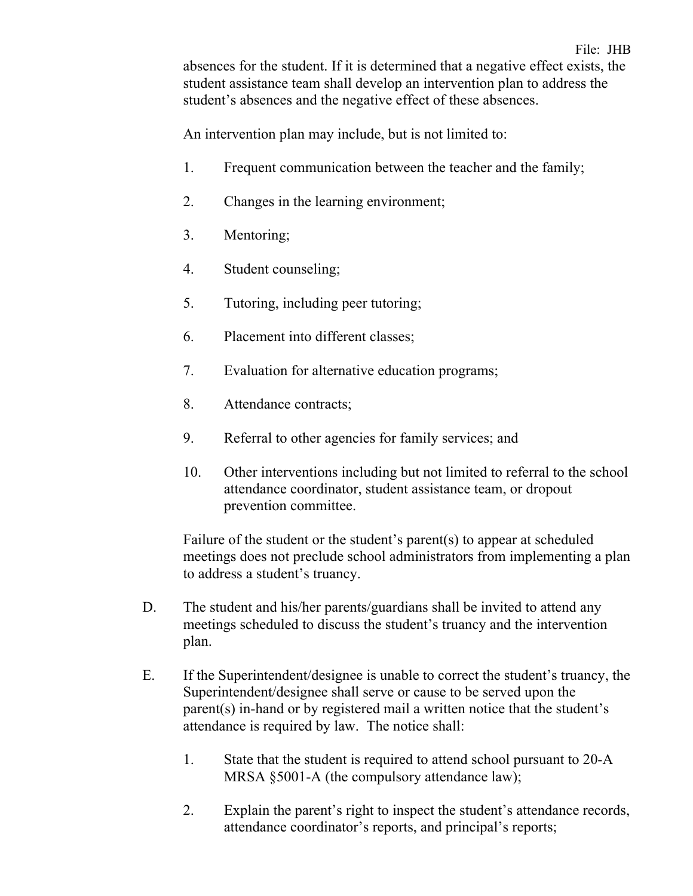absences for the student. If it is determined that a negative effect exists, the student assistance team shall develop an intervention plan to address the student's absences and the negative effect of these absences.

An intervention plan may include, but is not limited to:

1. Frequent communication between the teacher and the family;

2. Changes in the learning environment;

3. Mentoring;

4. Student counseling;

5. Tutoring, including peer tutoring;

6. Placement into different classes;

7. Evaluation for alternative education programs;

8. Attendance contracts;

9. Referral to other agencies for family services; and

10. Other interventions including but not limited to referral to the school attendance coordinator, student assistance team, or dropout prevention committee.

Failure of the student or the student's parent(s) to appear at scheduled meetings does not preclude school administrators from implementing a plan to address a student's truancy.

D. The student and his/her parents/guardians shall be invited to attend any meetings scheduled to discuss the student's truancy and the intervention plan.

E. If the Superintendent/designee is unable to correct the student's truancy, the Superintendent/designee shall serve or cause to be served upon the parent(s) in-hand or by registered mail a written notice that the student's attendance is required by law. The notice shall:

   1. State that the student is required to attend school pursuant to 20-A MRSA §5001-A (the compulsory attendance law);

   2. Explain the parent's right to inspect the student's attendance records, attendance coordinator's reports, and principal's reports;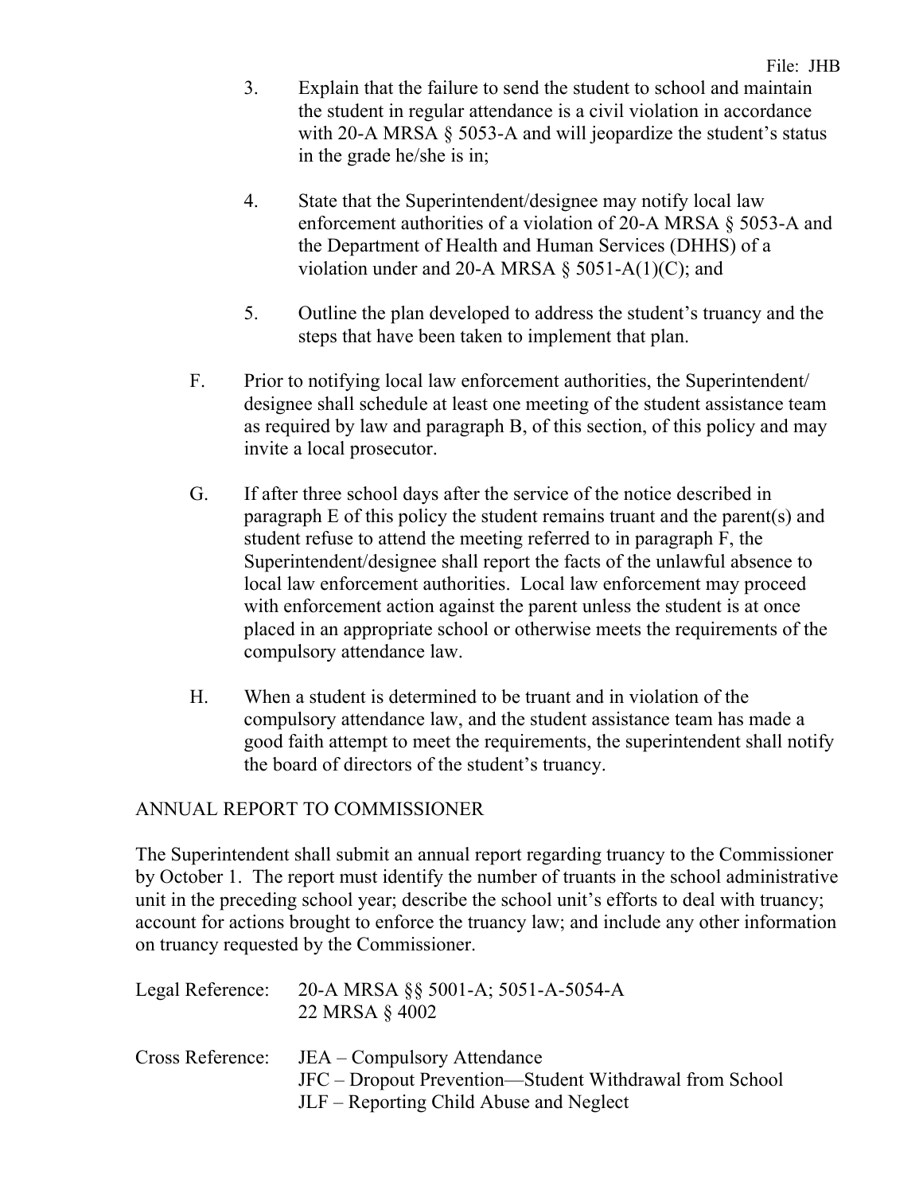3. Explain that the failure to send the student to school and maintain the student in regular attendance is a civil violation in accordance with 20-A MRSA § 5053-A and will jeopardize the student's status in the grade he/she is in;

4. State that the Superintendent/designee may notify local law enforcement authorities of a violation of 20-A MRSA § 5053-A and the Department of Health and Human Services (DHHS) of a violation under and 20-A MRSA § 5051-A(1)(C); and

5. Outline the plan developed to address the student's truancy and the steps that have been taken to implement that plan.

F. Prior to notifying local law enforcement authorities, the Superintendent/ designee shall schedule at least one meeting of the student assistance team as required by law and paragraph B, of this section, of this policy and may invite a local prosecutor.

G. If after three school days after the service of the notice described in paragraph E of this policy the student remains truant and the parent(s) and student refuse to attend the meeting referred to in paragraph F, the Superintendent/designee shall report the facts of the unlawful absence to local law enforcement authorities. Local law enforcement may proceed with enforcement action against the parent unless the student is at once placed in an appropriate school or otherwise meets the requirements of the compulsory attendance law.

H. When a student is determined to be truant and in violation of the compulsory attendance law, and the student assistance team has made a good faith attempt to meet the requirements, the superintendent shall notify the board of directors of the student's truancy.

## ANNUAL REPORT TO COMMISSIONER

The Superintendent shall submit an annual report regarding truancy to the Commissioner by October 1. The report must identify the number of truants in the school administrative unit in the preceding school year; describe the school unit's efforts to deal with truancy; account for actions brought to enforce the truancy law; and include any other information on truancy requested by the Commissioner.

Legal Reference: 20-A MRSA §§ 5001-A; 5051-A-5054-A
22 MRSA § 4002

Cross Reference: JEA – Compulsory Attendance
JFC – Dropout Prevention—Student Withdrawal from School
JLF – Reporting Child Abuse and Neglect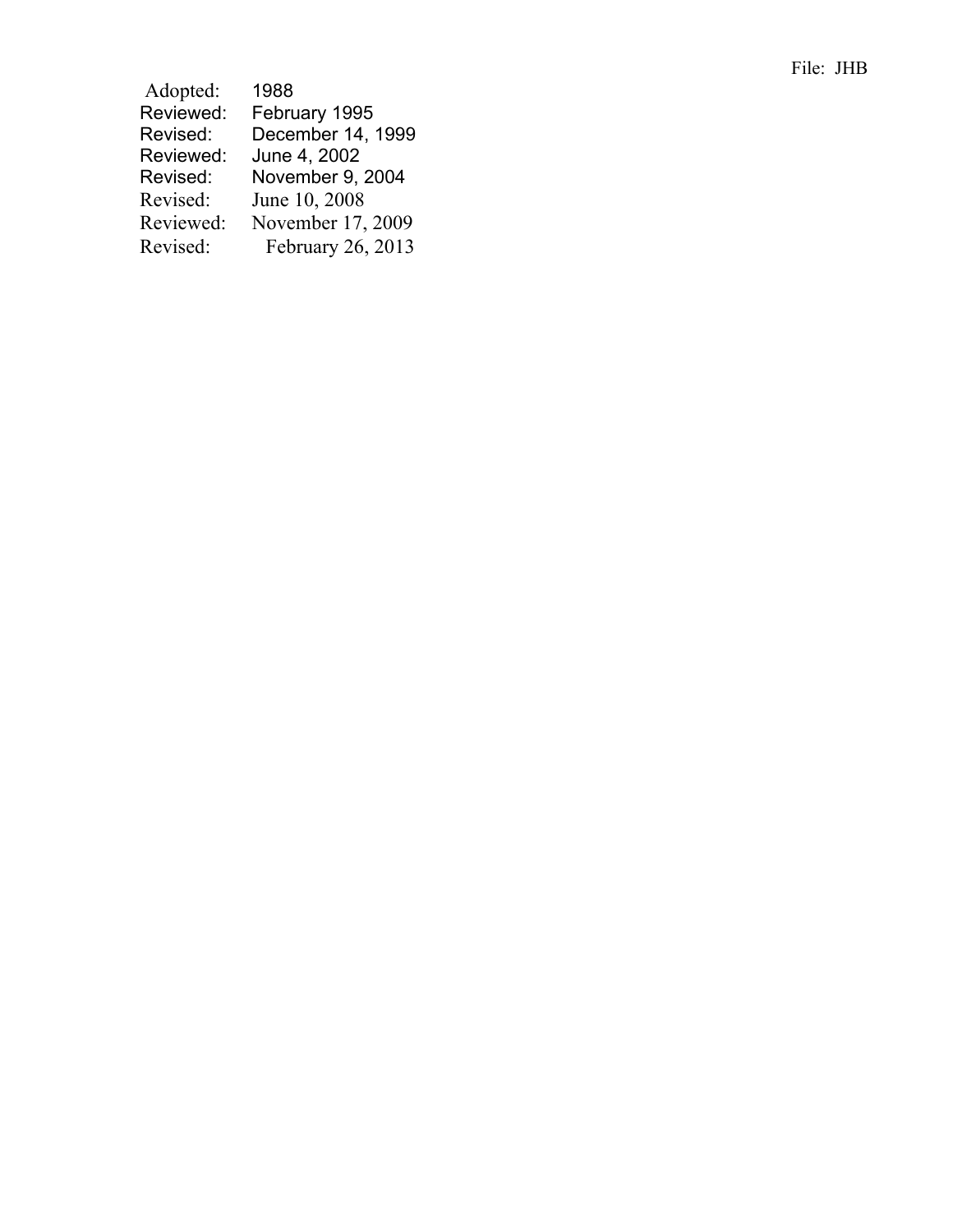| | |
|---|---|
| Adopted: | 1988 |
| Reviewed: | February 1995 |
| Revised: | December 14, 1999 |
| Reviewed: | June 4, 2002 |
| Revised: | November 9, 2004 |
| Revised: | June 10, 2008 |
| Reviewed: | November 17, 2009 |
| Revised: | February 26, 2013 |